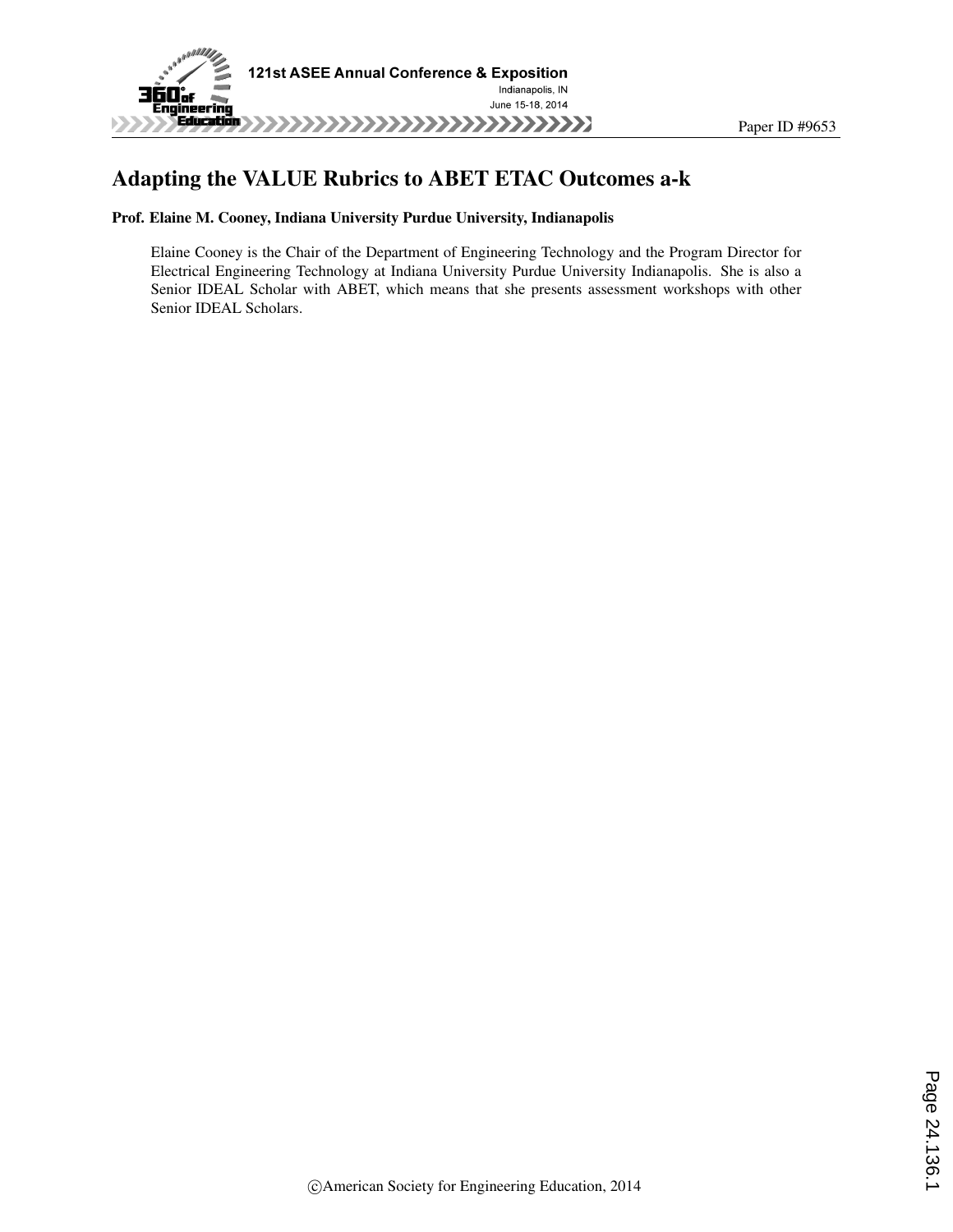# Adapting the VALUE Rubrics to ABET ETAC Outcomes a-k

**Prof. Elaine M. Cooney, Indiana University Purdue University, Indianapolis**

Elaine Cooney is the Chair of the Department of Engineering Technology and the Program Director for Electrical Engineering Technology at Indiana University Purdue University Indianapolis. She is also a Senior IDEAL Scholar with ABET, which means that she presents assessment workshops with other Senior IDEAL Scholars.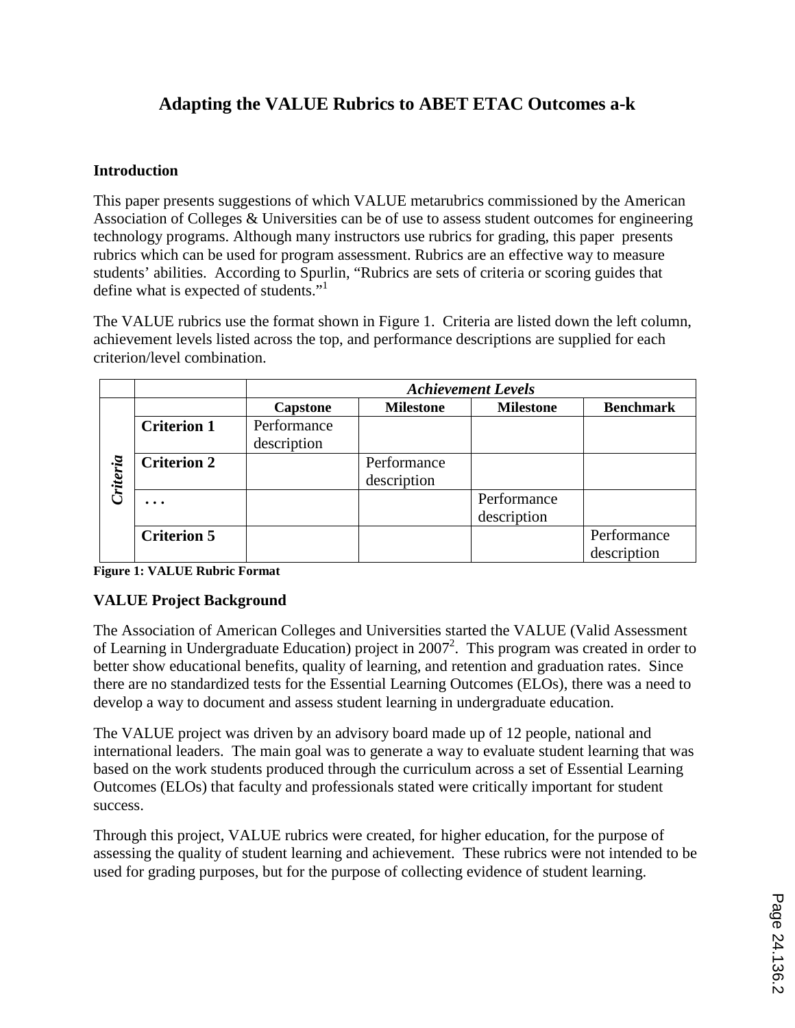## Adapting the VALUE Rubrics to ABET ETAC Outcomes a-k

### Introduction

This paper presents suggestions of which VALUE metarubrics commissioned by the American Association of Colleges & Universities can be of use to assess student outcomes for engineering technology programs. Although many instructors use rubrics for grading, this paper presents rubrics which can be used for program assessment. Rubrics are an effective way to measure students' abilities. According to Spurlin, "Rubrics are sets of criteria or scoring guides that define what is expected of students."[1]

The VALUE rubrics use the format shown in Figure 1. Criteria are listed down the left column, achievement levels listed across the top, and performance descriptions are supplied for each criterion/level combination.

| | | *Achievement Levels* | | | |
|---|---|---|---|---|---|
| | | **Capstone** | **Milestone** | **Milestone** | **Benchmark** |
| *Criteria* | **Criterion 1** | Performance description | | | |
| | **Criterion 2** | | Performance description | | |
| | **. . .** | | | Performance description | |
| | **Criterion 5** | | | | Performance description |

**Figure 1: VALUE Rubric Format**

### VALUE Project Background

The Association of American Colleges and Universities started the VALUE (Valid Assessment of Learning in Undergraduate Education) project in 2007[2]. This program was created in order to better show educational benefits, quality of learning, and retention and graduation rates. Since there are no standardized tests for the Essential Learning Outcomes (ELOs), there was a need to develop a way to document and assess student learning in undergraduate education.

The VALUE project was driven by an advisory board made up of 12 people, national and international leaders. The main goal was to generate a way to evaluate student learning that was based on the work students produced through the curriculum across a set of Essential Learning Outcomes (ELOs) that faculty and professionals stated were critically important for student success.

Through this project, VALUE rubrics were created, for higher education, for the purpose of assessing the quality of student learning and achievement. These rubrics were not intended to be used for grading purposes, but for the purpose of collecting evidence of student learning.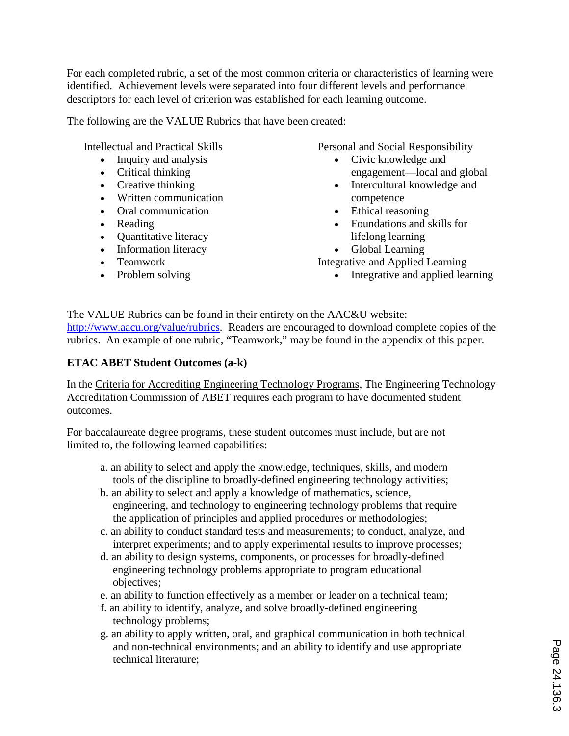For each completed rubric, a set of the most common criteria or characteristics of learning were identified. Achievement levels were separated into four different levels and performance descriptors for each level of criterion was established for each learning outcome.

The following are the VALUE Rubrics that have been created:

Intellectual and Practical Skills

- Inquiry and analysis
- Critical thinking
- Creative thinking
- Written communication
- Oral communication
- Reading
- Quantitative literacy
- Information literacy
- Teamwork
- Problem solving

Personal and Social Responsibility

- Civic knowledge and engagement—local and global
- Intercultural knowledge and competence
- Ethical reasoning
- Foundations and skills for lifelong learning
- Global Learning

Integrative and Applied Learning

- Integrative and applied learning

The VALUE Rubrics can be found in their entirety on the AAC&U website: http://www.aacu.org/value/rubrics. Readers are encouraged to download complete copies of the rubrics. An example of one rubric, "Teamwork," may be found in the appendix of this paper.

**ETAC ABET Student Outcomes (a-k)**

In the Criteria for Accrediting Engineering Technology Programs, The Engineering Technology Accreditation Commission of ABET requires each program to have documented student outcomes.

For baccalaureate degree programs, these student outcomes must include, but are not limited to, the following learned capabilities:

a. an ability to select and apply the knowledge, techniques, skills, and modern tools of the discipline to broadly-defined engineering technology activities;
b. an ability to select and apply a knowledge of mathematics, science, engineering, and technology to engineering technology problems that require the application of principles and applied procedures or methodologies;
c. an ability to conduct standard tests and measurements; to conduct, analyze, and interpret experiments; and to apply experimental results to improve processes;
d. an ability to design systems, components, or processes for broadly-defined engineering technology problems appropriate to program educational objectives;
e. an ability to function effectively as a member or leader on a technical team;
f. an ability to identify, analyze, and solve broadly-defined engineering technology problems;
g. an ability to apply written, oral, and graphical communication in both technical and non-technical environments; and an ability to identify and use appropriate technical literature;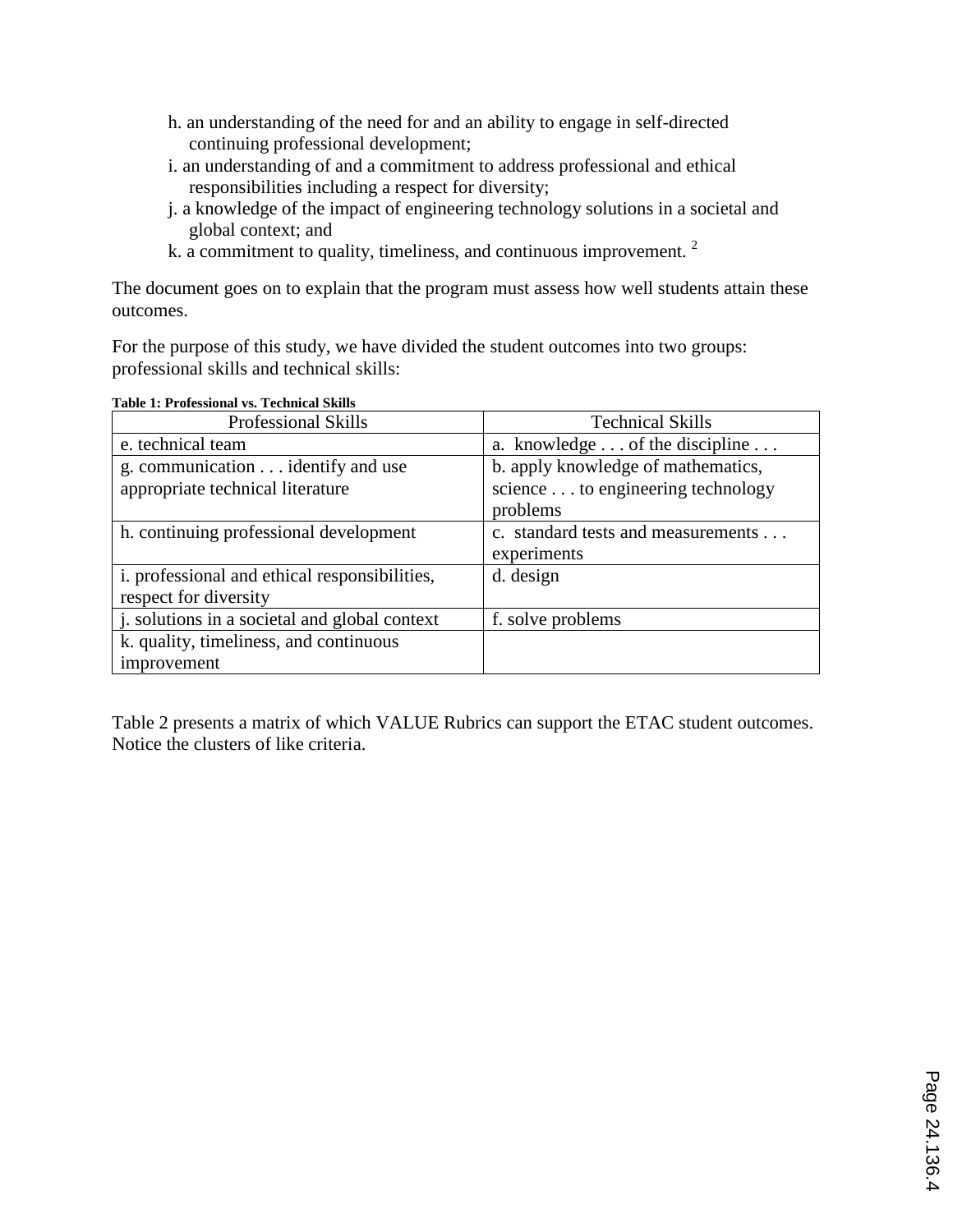h. an understanding of the need for and an ability to engage in self-directed continuing professional development;
i. an understanding of and a commitment to address professional and ethical responsibilities including a respect for diversity;
j. a knowledge of the impact of engineering technology solutions in a societal and global context; and
k. a commitment to quality, timeliness, and continuous improvement. [2]

The document goes on to explain that the program must assess how well students attain these outcomes.

For the purpose of this study, we have divided the student outcomes into two groups: professional skills and technical skills:

**Table 1: Professional vs. Technical Skills**

| Professional Skills | Technical Skills |
| --- | --- |
| e. technical team | a. knowledge . . . of the discipline . . . |
| g. communication . . . identify and use appropriate technical literature | b. apply knowledge of mathematics, science . . . to engineering technology problems |
| h. continuing professional development | c. standard tests and measurements . . . experiments |
| i. professional and ethical responsibilities, respect for diversity | d. design |
| j. solutions in a societal and global context | f. solve problems |
| k. quality, timeliness, and continuous improvement | |

Table 2 presents a matrix of which VALUE Rubrics can support the ETAC student outcomes. Notice the clusters of like criteria.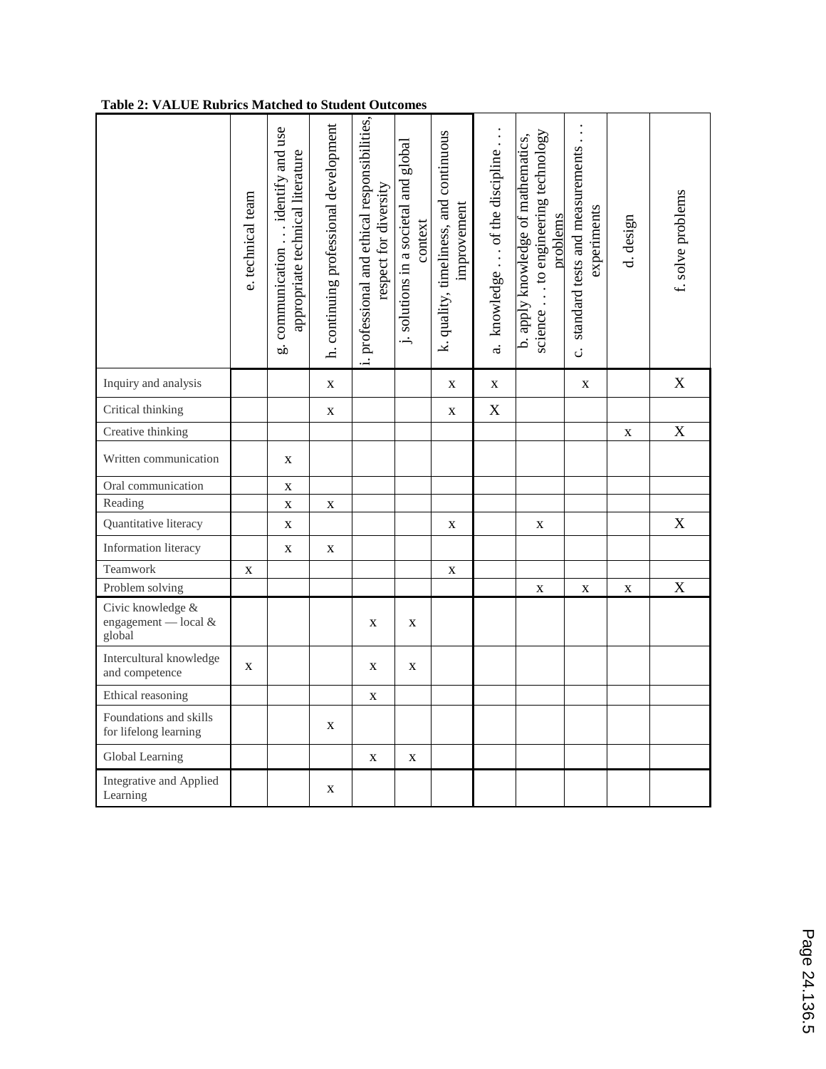**Table 2: VALUE Rubrics Matched to Student Outcomes**

| | e. technical team | g. communication . . . identify and use appropriate technical literature | h. continuing professional development | i. professional and ethical responsibilities, respect for diversity | j. solutions in a societal and global context | k. quality, timeliness, and continuous improvement | a. knowledge . . . of the discipline . . . | b. apply knowledge of mathematics, science . . . to engineering technology problems | c. standard tests and measurements . . . experiments | d. design | f. solve problems |
|---|---|---|---|---|---|---|---|---|---|---|---|
| Inquiry and analysis | | | x | | | x | x | | x | | X |
| Critical thinking | | | x | | | x | X | | | | |
| Creative thinking | | | | | | | | | | x | X |
| Written communication | | x | | | | | | | | | |
| Oral communication | | x | | | | | | | | | |
| Reading | | x | x | | | | | | | | |
| Quantitative literacy | | x | | | | x | | x | | | X |
| Information literacy | | x | x | | | | | | | | |
| Teamwork | x | | | | | x | | | | | |
| Problem solving | | | | | | | | x | x | x | X |
| Civic knowledge & engagement — local & global | | | | x | x | | | | | | |
| Intercultural knowledge and competence | x | | | x | x | | | | | | |
| Ethical reasoning | | | | x | | | | | | | |
| Foundations and skills for lifelong learning | | | x | | | | | | | | |
| Global Learning | | | | x | x | | | | | | |
| Integrative and Applied Learning | | | x | | | | | | | | |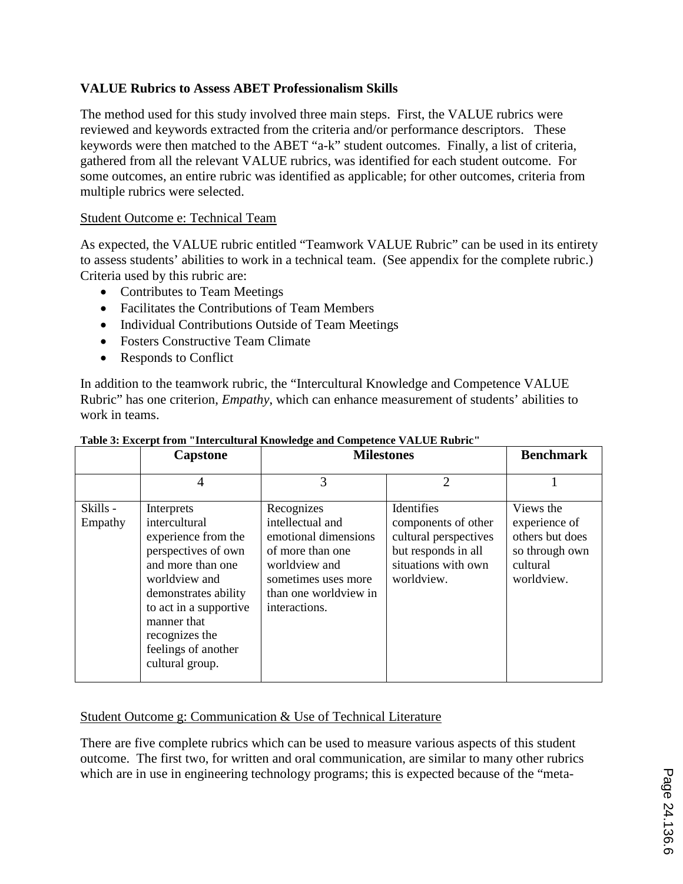**VALUE Rubrics to Assess ABET Professionalism Skills**

The method used for this study involved three main steps. First, the VALUE rubrics were reviewed and keywords extracted from the criteria and/or performance descriptors. These keywords were then matched to the ABET "a-k" student outcomes. Finally, a list of criteria, gathered from all the relevant VALUE rubrics, was identified for each student outcome. For some outcomes, an entire rubric was identified as applicable; for other outcomes, criteria from multiple rubrics were selected.

Student Outcome e: Technical Team

As expected, the VALUE rubric entitled "Teamwork VALUE Rubric" can be used in its entirety to assess students' abilities to work in a technical team. (See appendix for the complete rubric.) Criteria used by this rubric are:

- Contributes to Team Meetings
- Facilitates the Contributions of Team Members
- Individual Contributions Outside of Team Meetings
- Fosters Constructive Team Climate
- Responds to Conflict

In addition to the teamwork rubric, the "Intercultural Knowledge and Competence VALUE Rubric" has one criterion, *Empathy*, which can enhance measurement of students' abilities to work in teams.

**Table 3: Excerpt from "Intercultural Knowledge and Competence VALUE Rubric"**

| | Capstone | Milestones | | Benchmark |
|---|---|---|---|---|
| | 4 | 3 | 2 | 1 |
| Skills - Empathy | Interprets intercultural experience from the perspectives of own and more than one worldview and demonstrates ability to act in a supportive manner that recognizes the feelings of another cultural group. | Recognizes intellectual and emotional dimensions of more than one worldview and sometimes uses more than one worldview in interactions. | Identifies components of other cultural perspectives but responds in all situations with own worldview. | Views the experience of others but does so through own cultural worldview. |

Student Outcome g: Communication & Use of Technical Literature

There are five complete rubrics which can be used to measure various aspects of this student outcome. The first two, for written and oral communication, are similar to many other rubrics which are in use in engineering technology programs; this is expected because of the "meta-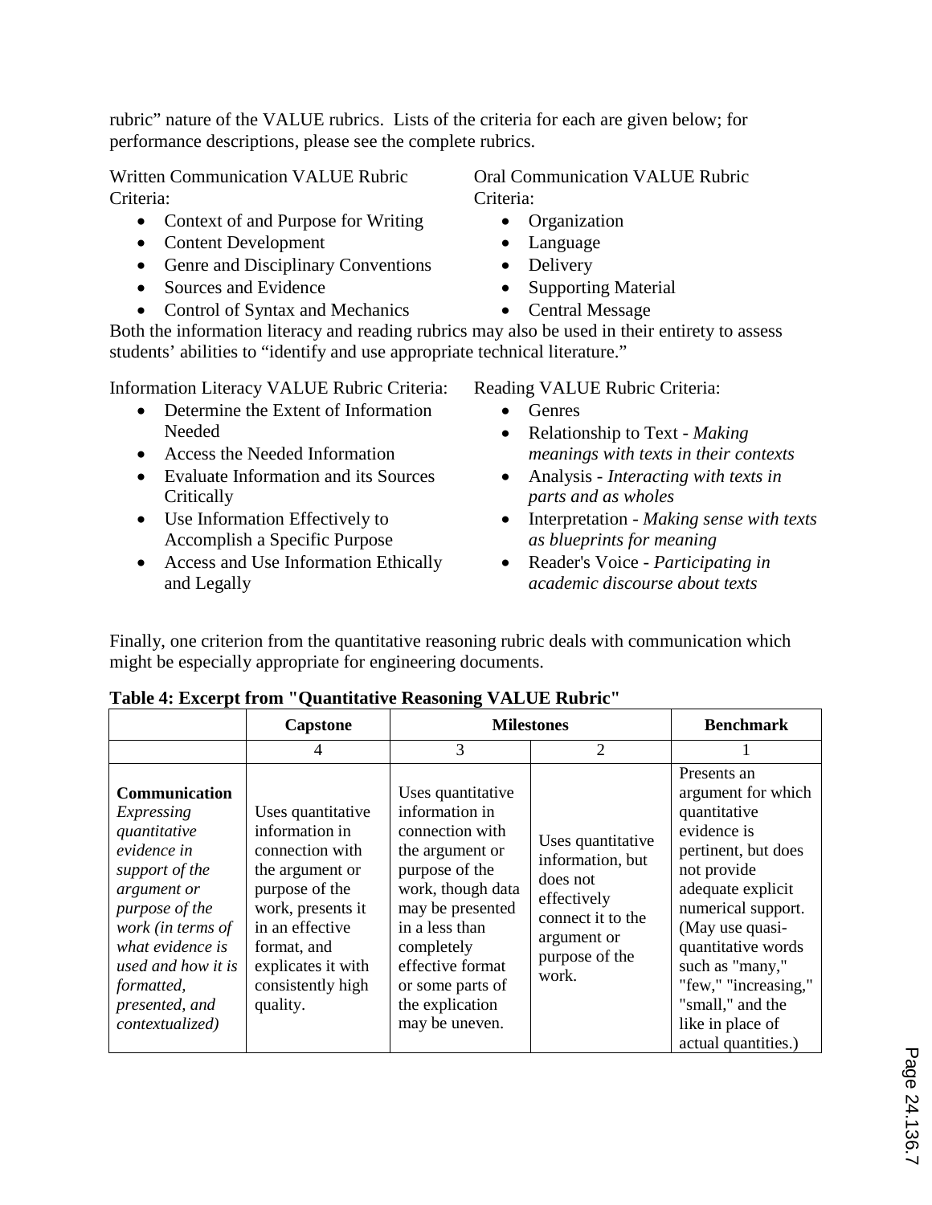rubric" nature of the VALUE rubrics. Lists of the criteria for each are given below; for performance descriptions, please see the complete rubrics.

Written Communication VALUE Rubric Criteria:

- Context of and Purpose for Writing
- Content Development
- Genre and Disciplinary Conventions
- Sources and Evidence
- Control of Syntax and Mechanics

Oral Communication VALUE Rubric Criteria:

- Organization
- Language
- Delivery
- Supporting Material
- Central Message

Both the information literacy and reading rubrics may also be used in their entirety to assess students' abilities to "identify and use appropriate technical literature."

Information Literacy VALUE Rubric Criteria:

- Determine the Extent of Information Needed
- Access the Needed Information
- Evaluate Information and its Sources Critically
- Use Information Effectively to Accomplish a Specific Purpose
- Access and Use Information Ethically and Legally

Reading VALUE Rubric Criteria:

- Genres
- Relationship to Text - *Making meanings with texts in their contexts*
- Analysis - *Interacting with texts in parts and as wholes*
- Interpretation - *Making sense with texts as blueprints for meaning*
- Reader's Voice - *Participating in academic discourse about texts*

Finally, one criterion from the quantitative reasoning rubric deals with communication which might be especially appropriate for engineering documents.

**Table 4: Excerpt from "Quantitative Reasoning VALUE Rubric"**

| | Capstone | Milestones | | Benchmark |
|---|---|---|---|---|
| | 4 | 3 | 2 | 1 |
| **Communication** *Expressing quantitative evidence in support of the argument or purpose of the work (in terms of what evidence is used and how it is formatted, presented, and contextualized)* | Uses quantitative information in connection with the argument or purpose of the work, presents it in an effective format, and explicates it with consistently high quality. | Uses quantitative information in connection with the argument or purpose of the work, though data may be presented in a less than completely effective format or some parts of the explication may be uneven. | Uses quantitative information, but does not effectively connect it to the argument or purpose of the work. | Presents an argument for which quantitative evidence is pertinent, but does not provide adequate explicit numerical support. (May use quasi-quantitative words such as "many," "few," "increasing," "small," and the like in place of actual quantities.) |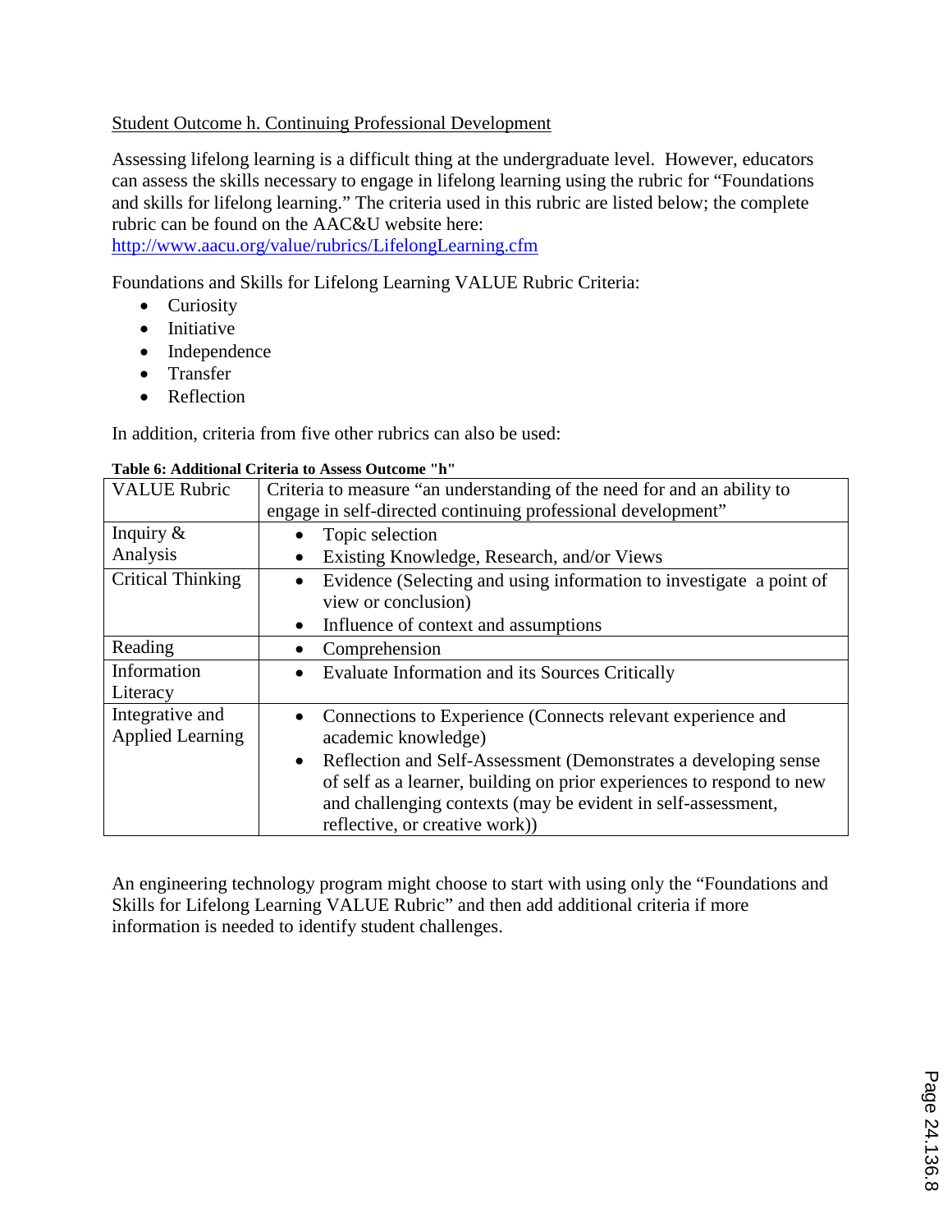Student Outcome h. Continuing Professional Development

Assessing lifelong learning is a difficult thing at the undergraduate level. However, educators can assess the skills necessary to engage in lifelong learning using the rubric for "Foundations and skills for lifelong learning." The criteria used in this rubric are listed below; the complete rubric can be found on the AAC&U website here: http://www.aacu.org/value/rubrics/LifelongLearning.cfm

Foundations and Skills for Lifelong Learning VALUE Rubric Criteria:

- Curiosity
- Initiative
- Independence
- Transfer
- Reflection

In addition, criteria from five other rubrics can also be used:

**Table 6: Additional Criteria to Assess Outcome "h"**

| VALUE Rubric | Criteria to measure "an understanding of the need for and an ability to engage in self-directed continuing professional development" |
|---|---|
| Inquiry & Analysis | • Topic selection<br>• Existing Knowledge, Research, and/or Views |
| Critical Thinking | • Evidence (Selecting and using information to investigate a point of view or conclusion)<br>• Influence of context and assumptions |
| Reading | • Comprehension |
| Information Literacy | • Evaluate Information and its Sources Critically |
| Integrative and Applied Learning | • Connections to Experience (Connects relevant experience and academic knowledge)<br>• Reflection and Self-Assessment (Demonstrates a developing sense of self as a learner, building on prior experiences to respond to new and challenging contexts (may be evident in self-assessment, reflective, or creative work)) |

An engineering technology program might choose to start with using only the "Foundations and Skills for Lifelong Learning VALUE Rubric" and then add additional criteria if more information is needed to identify student challenges.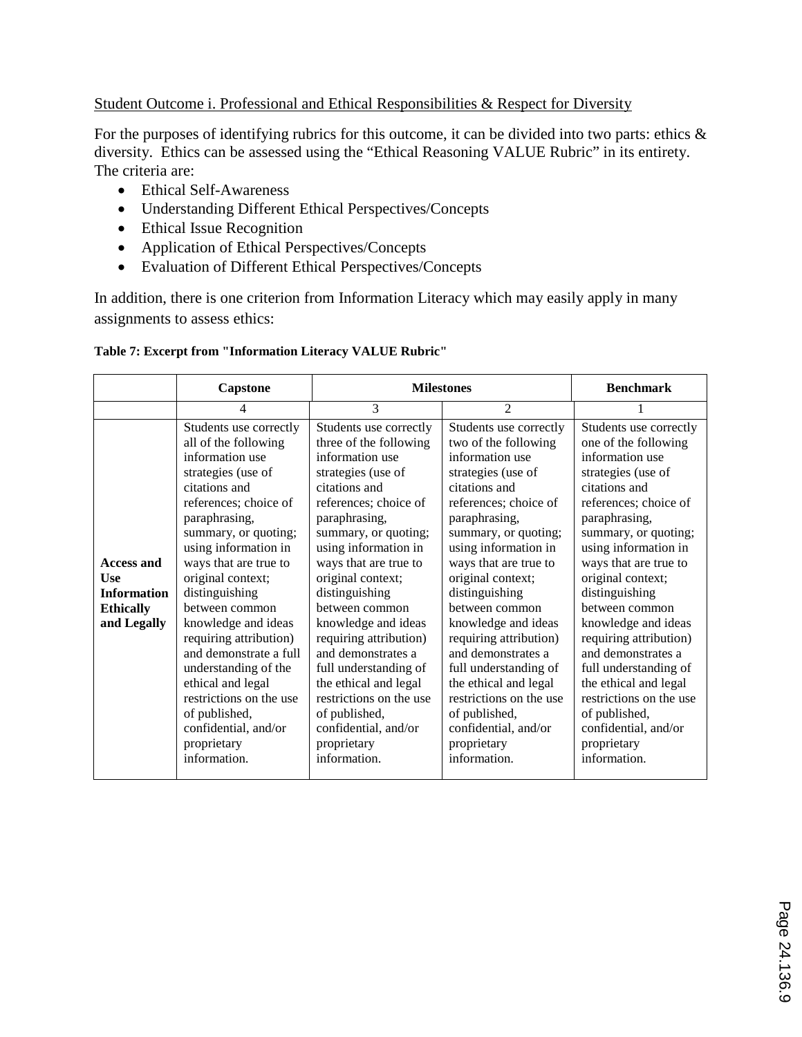Student Outcome i. Professional and Ethical Responsibilities & Respect for Diversity

For the purposes of identifying rubrics for this outcome, it can be divided into two parts: ethics & diversity. Ethics can be assessed using the "Ethical Reasoning VALUE Rubric" in its entirety. The criteria are:

- Ethical Self-Awareness
- Understanding Different Ethical Perspectives/Concepts
- Ethical Issue Recognition
- Application of Ethical Perspectives/Concepts
- Evaluation of Different Ethical Perspectives/Concepts

In addition, there is one criterion from Information Literacy which may easily apply in many assignments to assess ethics:

**Table 7: Excerpt from "Information Literacy VALUE Rubric"**

| | Capstone | Milestones | | Benchmark |
|---|---|---|---|---|
| | 4 | 3 | 2 | 1 |
| **Access and Use Information Ethically and Legally** | Students use correctly all of the following information use strategies (use of citations and references; choice of paraphrasing, summary, or quoting; using information in ways that are true to original context; distinguishing between common knowledge and ideas requiring attribution) and demonstrate a full understanding of the ethical and legal restrictions on the use of published, confidential, and/or proprietary information. | Students use correctly three of the following information use strategies (use of citations and references; choice of paraphrasing, summary, or quoting; using information in ways that are true to original context; distinguishing between common knowledge and ideas requiring attribution) and demonstrates a full understanding of the ethical and legal restrictions on the use of published, confidential, and/or proprietary information. | Students use correctly two of the following information use strategies (use of citations and references; choice of paraphrasing, summary, or quoting; using information in ways that are true to original context; distinguishing between common knowledge and ideas requiring attribution) and demonstrates a full understanding of the ethical and legal restrictions on the use of published, confidential, and/or proprietary information. | Students use correctly one of the following information use strategies (use of citations and references; choice of paraphrasing, summary, or quoting; using information in ways that are true to original context; distinguishing between common knowledge and ideas requiring attribution) and demonstrates a full understanding of the ethical and legal restrictions on the use of published, confidential, and/or proprietary information. |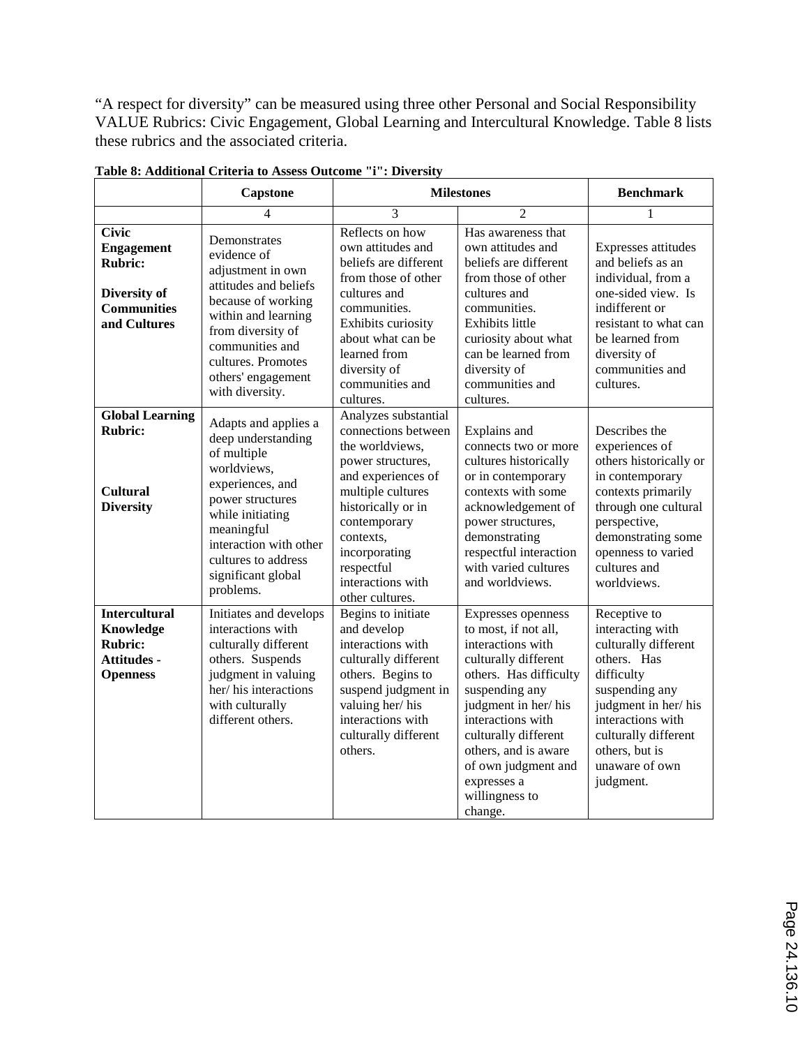"A respect for diversity" can be measured using three other Personal and Social Responsibility VALUE Rubrics: Civic Engagement, Global Learning and Intercultural Knowledge. Table 8 lists these rubrics and the associated criteria.

**Table 8: Additional Criteria to Assess Outcome "i": Diversity**

| | Capstone | Milestones | | Benchmark |
|---|---|---|---|---|
| | 4 | 3 | 2 | 1 |
| **Civic Engagement Rubric:** **Diversity of Communities and Cultures** | Demonstrates evidence of adjustment in own attitudes and beliefs because of working within and learning from diversity of communities and cultures. Promotes others' engagement with diversity. | Reflects on how own attitudes and beliefs are different from those of other cultures and communities. Exhibits curiosity about what can be learned from diversity of communities and cultures. | Has awareness that own attitudes and beliefs are different from those of other cultures and communities. Exhibits little curiosity about what can be learned from diversity of communities and cultures. | Expresses attitudes and beliefs as an individual, from a one-sided view. Is indifferent or resistant to what can be learned from diversity of communities and cultures. |
| **Global Learning Rubric:** **Cultural Diversity** | Adapts and applies a deep understanding of multiple worldviews, experiences, and power structures while initiating meaningful interaction with other cultures to address significant global problems. | Analyzes substantial connections between the worldviews, power structures, and experiences of multiple cultures historically or in contemporary contexts, incorporating respectful interactions with other cultures. | Explains and connects two or more cultures historically or in contemporary contexts with some acknowledgement of power structures, demonstrating respectful interaction with varied cultures and worldviews. | Describes the experiences of others historically or in contemporary contexts primarily through one cultural perspective, demonstrating some openness to varied cultures and worldviews. |
| **Intercultural Knowledge Rubric: Attitudes - Openness** | Initiates and develops interactions with culturally different others. Suspends judgment in valuing her/ his interactions with culturally different others. | Begins to initiate and develop interactions with culturally different others. Begins to suspend judgment in valuing her/ his interactions with culturally different others. | Expresses openness to most, if not all, interactions with culturally different others. Has difficulty suspending any judgment in her/ his interactions with culturally different others, and is aware of own judgment and expresses a willingness to change. | Receptive to interacting with culturally different others. Has difficulty suspending any judgment in her/ his interactions with culturally different others, but is unaware of own judgment. |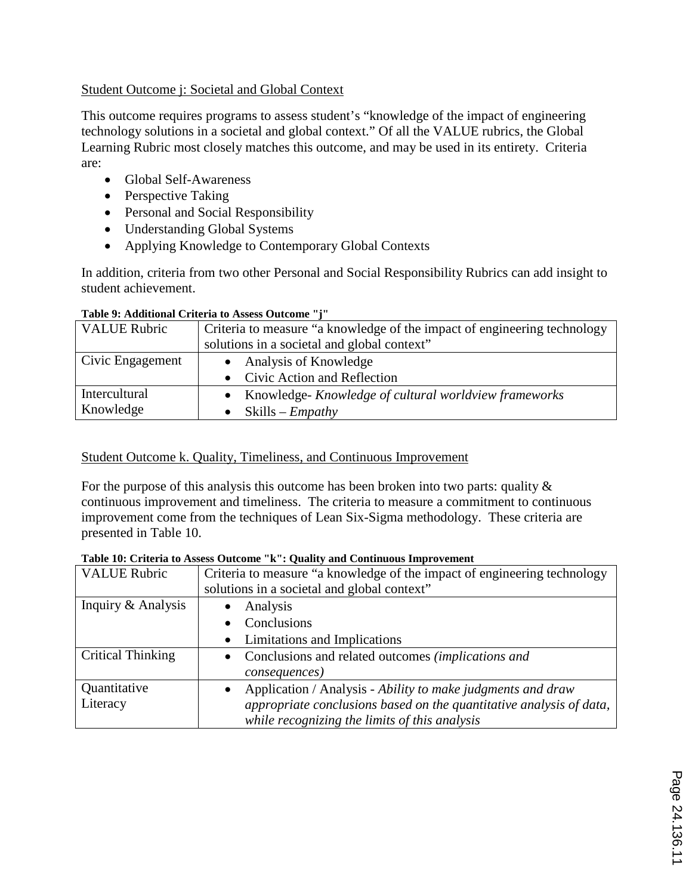Student Outcome j: Societal and Global Context

This outcome requires programs to assess student's "knowledge of the impact of engineering technology solutions in a societal and global context." Of all the VALUE rubrics, the Global Learning Rubric most closely matches this outcome, and may be used in its entirety. Criteria are:

- Global Self-Awareness
- Perspective Taking
- Personal and Social Responsibility
- Understanding Global Systems
- Applying Knowledge to Contemporary Global Contexts

In addition, criteria from two other Personal and Social Responsibility Rubrics can add insight to student achievement.

**Table 9: Additional Criteria to Assess Outcome "j"**

| VALUE Rubric | Criteria to measure "a knowledge of the impact of engineering technology solutions in a societal and global context" |
| --- | --- |
| Civic Engagement | • Analysis of Knowledge<br>• Civic Action and Reflection |
| Intercultural Knowledge | • Knowledge- *Knowledge of cultural worldview frameworks*<br>• Skills – *Empathy* |

Student Outcome k. Quality, Timeliness, and Continuous Improvement

For the purpose of this analysis this outcome has been broken into two parts: quality & continuous improvement and timeliness. The criteria to measure a commitment to continuous improvement come from the techniques of Lean Six-Sigma methodology. These criteria are presented in Table 10.

**Table 10: Criteria to Assess Outcome "k": Quality and Continuous Improvement**

| VALUE Rubric | Criteria to measure "a knowledge of the impact of engineering technology solutions in a societal and global context" |
| --- | --- |
| Inquiry & Analysis | • Analysis<br>• Conclusions<br>• Limitations and Implications |
| Critical Thinking | • Conclusions and related outcomes *(implications and consequences)* |
| Quantitative Literacy | • Application / Analysis - *Ability to make judgments and draw appropriate conclusions based on the quantitative analysis of data, while recognizing the limits of this analysis* |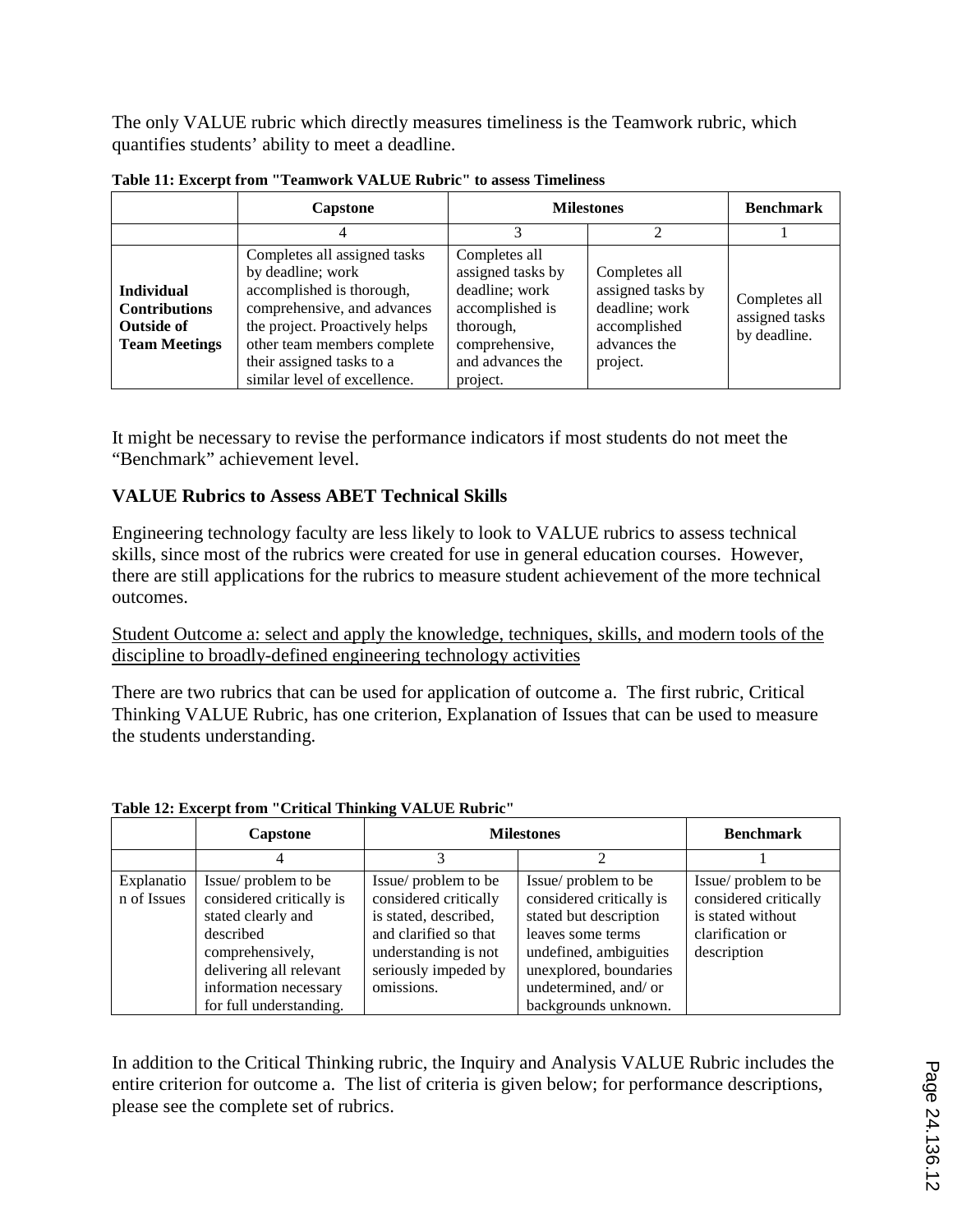The only VALUE rubric which directly measures timeliness is the Teamwork rubric, which quantifies students' ability to meet a deadline.

**Table 11: Excerpt from "Teamwork VALUE Rubric" to assess Timeliness**

| | Capstone | Milestones | | Benchmark |
|---|---|---|---|---|
| | 4 | 3 | 2 | 1 |
| **Individual Contributions Outside of Team Meetings** | Completes all assigned tasks by deadline; work accomplished is thorough, comprehensive, and advances the project. Proactively helps other team members complete their assigned tasks to a similar level of excellence. | Completes all assigned tasks by deadline; work accomplished is thorough, comprehensive, and advances the project. | Completes all assigned tasks by deadline; work accomplished advances the project. | Completes all assigned tasks by deadline. |

It might be necessary to revise the performance indicators if most students do not meet the "Benchmark" achievement level.

### VALUE Rubrics to Assess ABET Technical Skills

Engineering technology faculty are less likely to look to VALUE rubrics to assess technical skills, since most of the rubrics were created for use in general education courses. However, there are still applications for the rubrics to measure student achievement of the more technical outcomes.

<u>Student Outcome a: select and apply the knowledge, techniques, skills, and modern tools of the discipline to broadly-defined engineering technology activities</u>

There are two rubrics that can be used for application of outcome a. The first rubric, Critical Thinking VALUE Rubric, has one criterion, Explanation of Issues that can be used to measure the students understanding.

**Table 12: Excerpt from "Critical Thinking VALUE Rubric"**

| | Capstone | Milestones | | Benchmark |
|---|---|---|---|---|
| | 4 | 3 | 2 | 1 |
| Explanation of Issues | Issue/ problem to be considered critically is stated clearly and described comprehensively, delivering all relevant information necessary for full understanding. | Issue/ problem to be considered critically is stated, described, and clarified so that understanding is not seriously impeded by omissions. | Issue/ problem to be considered critically is stated but description leaves some terms undefined, ambiguities unexplored, boundaries undetermined, and/ or backgrounds unknown. | Issue/ problem to be considered critically is stated without clarification or description |

In addition to the Critical Thinking rubric, the Inquiry and Analysis VALUE Rubric includes the entire criterion for outcome a. The list of criteria is given below; for performance descriptions, please see the complete set of rubrics.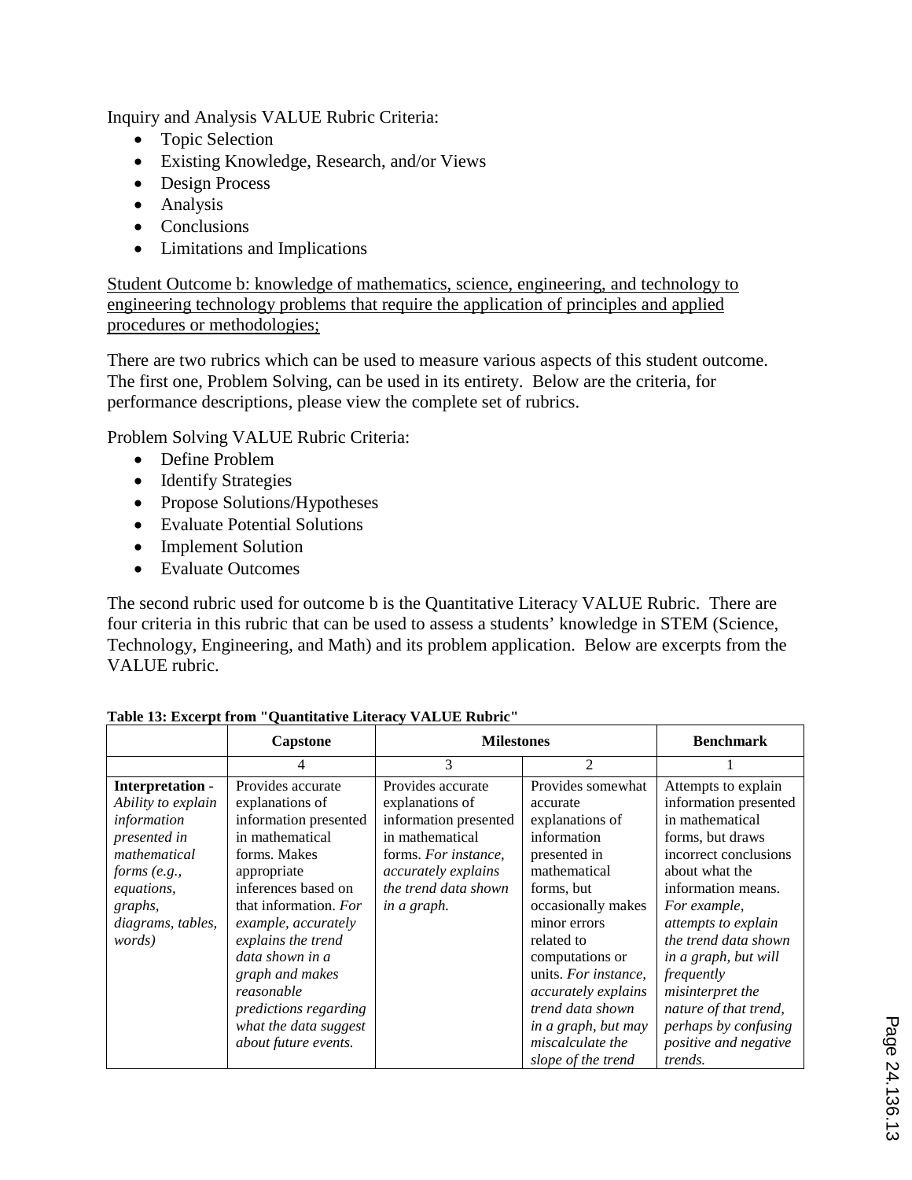Inquiry and Analysis VALUE Rubric Criteria:

- Topic Selection
- Existing Knowledge, Research, and/or Views
- Design Process
- Analysis
- Conclusions
- Limitations and Implications

Student Outcome b: knowledge of mathematics, science, engineering, and technology to engineering technology problems that require the application of principles and applied procedures or methodologies;

There are two rubrics which can be used to measure various aspects of this student outcome. The first one, Problem Solving, can be used in its entirety. Below are the criteria, for performance descriptions, please view the complete set of rubrics.

Problem Solving VALUE Rubric Criteria:

- Define Problem
- Identify Strategies
- Propose Solutions/Hypotheses
- Evaluate Potential Solutions
- Implement Solution
- Evaluate Outcomes

The second rubric used for outcome b is the Quantitative Literacy VALUE Rubric. There are four criteria in this rubric that can be used to assess a students' knowledge in STEM (Science, Technology, Engineering, and Math) and its problem application. Below are excerpts from the VALUE rubric.

**Table 13: Excerpt from "Quantitative Literacy VALUE Rubric"**

| | **Capstone** | **Milestones** | | **Benchmark** |
|---|---|---|---|---|
| | 4 | 3 | 2 | 1 |
| **Interpretation -** *Ability to explain information presented in mathematical forms (e.g., equations, graphs, diagrams, tables, words)* | Provides accurate explanations of information presented in mathematical forms. Makes appropriate inferences based on that information. *For example, accurately explains the trend data shown in a graph and makes reasonable predictions regarding what the data suggest about future events.* | Provides accurate explanations of information presented in mathematical forms. *For instance, accurately explains the trend data shown in a graph.* | Provides somewhat accurate explanations of information presented in mathematical forms, but occasionally makes minor errors related to computations or units. *For instance, accurately explains trend data shown in a graph, but may miscalculate the slope of the trend* | Attempts to explain information presented in mathematical forms, but draws incorrect conclusions about what the information means. *For example, attempts to explain the trend data shown in a graph, but will frequently misinterpret the nature of that trend, perhaps by confusing positive and negative trends.* |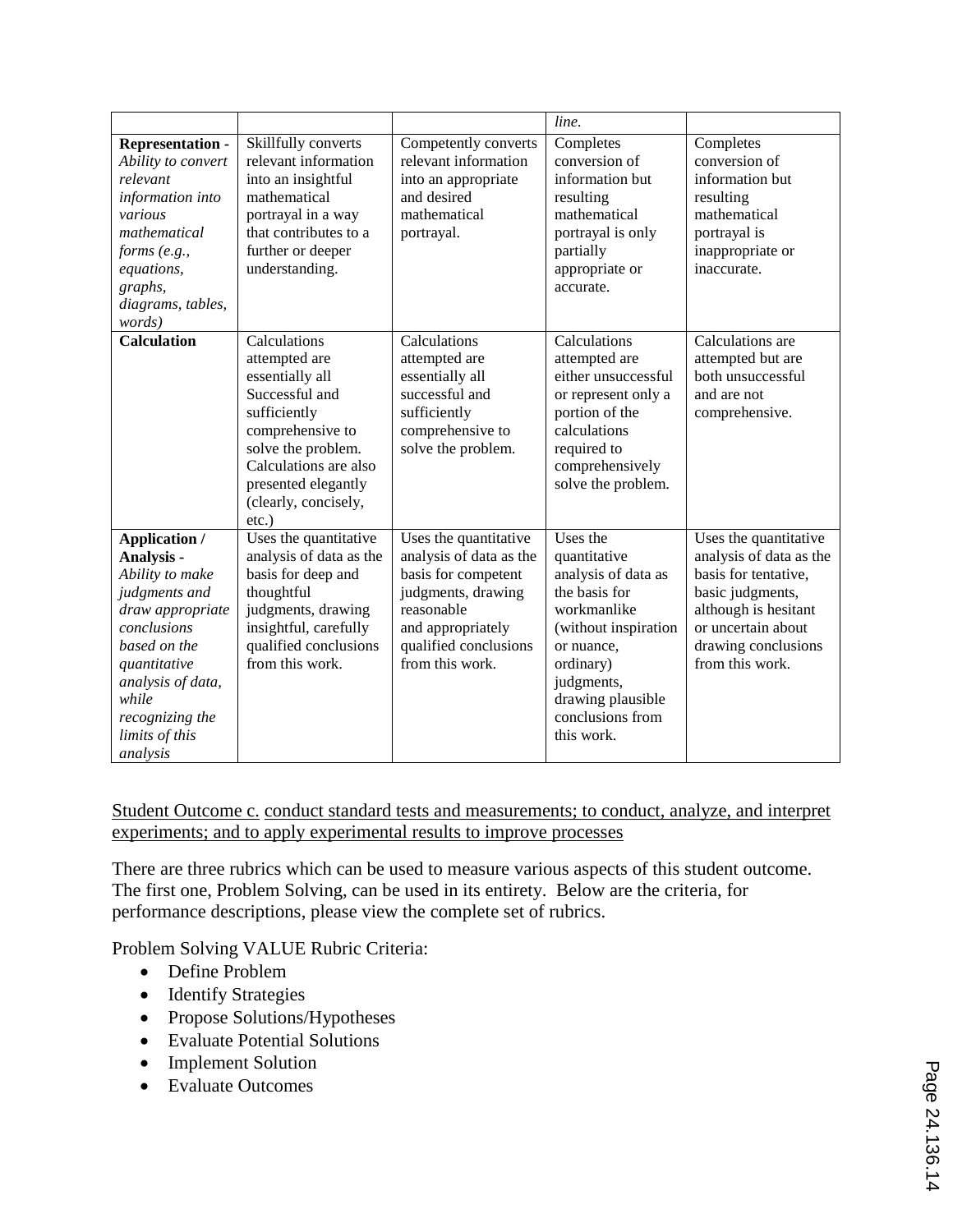| | | | | |
|---|---|---|---|---|
| | | | *line.* | |
| **Representation -** *Ability to convert relevant information into various mathematical forms (e.g., equations, graphs, diagrams, tables, words)* | Skillfully converts relevant information into an insightful mathematical portrayal in a way that contributes to a further or deeper understanding. | Competently converts relevant information into an appropriate and desired mathematical portrayal. | Completes conversion of information but resulting mathematical portrayal is only partially appropriate or accurate. | Completes conversion of information but resulting mathematical portrayal is inappropriate or inaccurate. |
| **Calculation** | Calculations attempted are essentially all Successful and sufficiently comprehensive to solve the problem. Calculations are also presented elegantly (clearly, concisely, etc.) | Calculations attempted are essentially all successful and sufficiently comprehensive to solve the problem. | Calculations attempted are either unsuccessful or represent only a portion of the calculations required to comprehensively solve the problem. | Calculations are attempted but are both unsuccessful and are not comprehensive. |
| **Application / Analysis -** *Ability to make judgments and draw appropriate conclusions based on the quantitative analysis of data, while recognizing the limits of this analysis* | Uses the quantitative analysis of data as the basis for deep and thoughtful judgments, drawing insightful, carefully qualified conclusions from this work. | Uses the quantitative analysis of data as the basis for competent judgments, drawing reasonable and appropriately qualified conclusions from this work. | Uses the quantitative analysis of data as the basis for workmanlike (without inspiration or nuance, ordinary) judgments, drawing plausible conclusions from this work. | Uses the quantitative analysis of data as the basis for tentative, basic judgments, although is hesitant or uncertain about drawing conclusions from this work. |

<u>Student Outcome c.</u> <u>conduct standard tests and measurements; to conduct, analyze, and interpret experiments; and to apply experimental results to improve processes</u>

There are three rubrics which can be used to measure various aspects of this student outcome. The first one, Problem Solving, can be used in its entirety. Below are the criteria, for performance descriptions, please view the complete set of rubrics.

Problem Solving VALUE Rubric Criteria:

- Define Problem
- Identify Strategies
- Propose Solutions/Hypotheses
- Evaluate Potential Solutions
- Implement Solution
- Evaluate Outcomes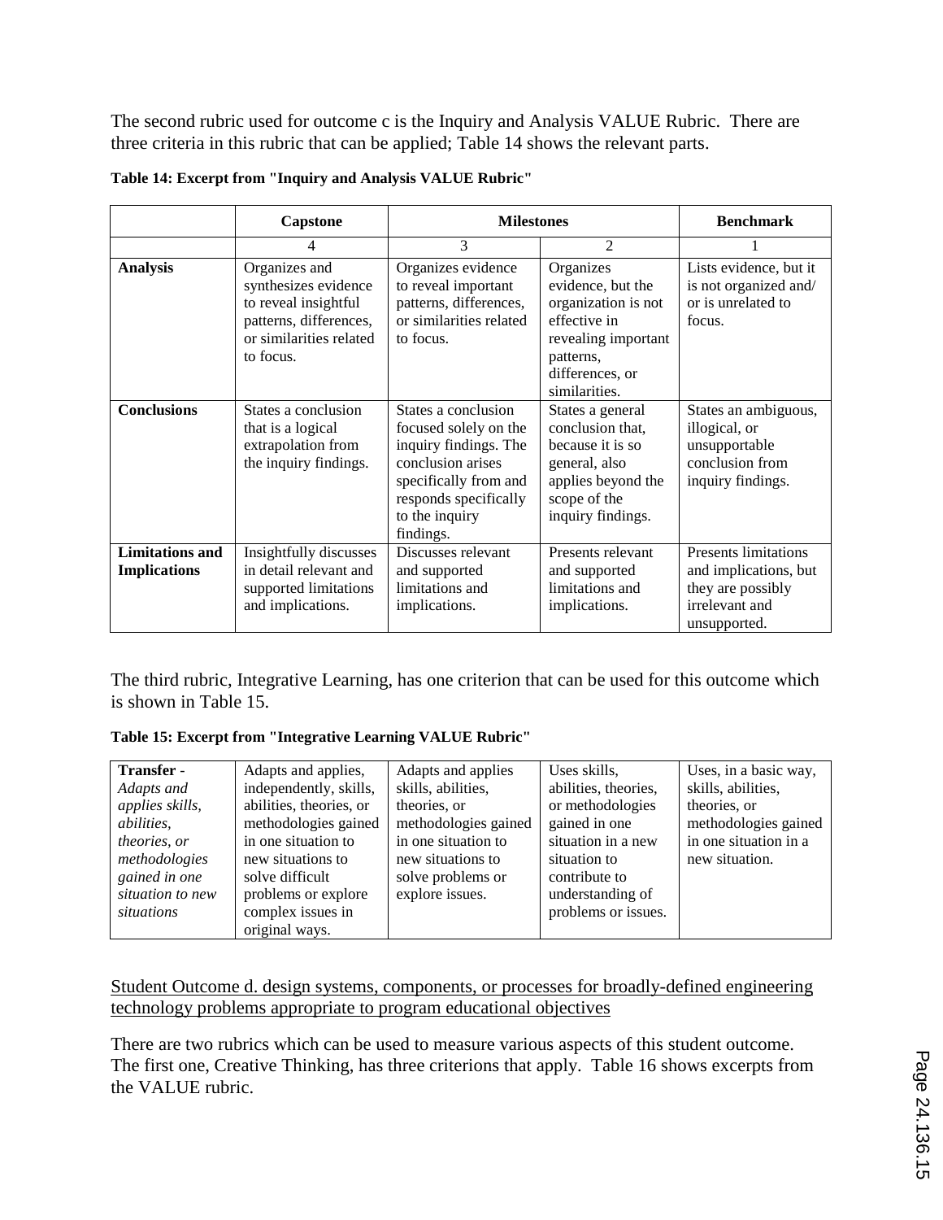The second rubric used for outcome c is the Inquiry and Analysis VALUE Rubric. There are three criteria in this rubric that can be applied; Table 14 shows the relevant parts.

**Table 14: Excerpt from "Inquiry and Analysis VALUE Rubric"**

| | Capstone | Milestones | | Benchmark |
|---|---|---|---|---|
| | 4 | 3 | 2 | 1 |
| **Analysis** | Organizes and synthesizes evidence to reveal insightful patterns, differences, or similarities related to focus. | Organizes evidence to reveal important patterns, differences, or similarities related to focus. | Organizes evidence, but the organization is not effective in revealing important patterns, differences, or similarities. | Lists evidence, but it is not organized and/ or is unrelated to focus. |
| **Conclusions** | States a conclusion that is a logical extrapolation from the inquiry findings. | States a conclusion focused solely on the inquiry findings. The conclusion arises specifically from and responds specifically to the inquiry findings. | States a general conclusion that, because it is so general, also applies beyond the scope of the inquiry findings. | States an ambiguous, illogical, or unsupportable conclusion from inquiry findings. |
| **Limitations and Implications** | Insightfully discusses in detail relevant and supported limitations and implications. | Discusses relevant and supported limitations and implications. | Presents relevant and supported limitations and implications. | Presents limitations and implications, but they are possibly irrelevant and unsupported. |

The third rubric, Integrative Learning, has one criterion that can be used for this outcome which is shown in Table 15.

**Table 15: Excerpt from "Integrative Learning VALUE Rubric"**

| | | | | |
|---|---|---|---|---|
| **Transfer** - *Adapts and applies skills, abilities, theories, or methodologies gained in one situation to new situations* | Adapts and applies, independently, skills, abilities, theories, or methodologies gained in one situation to new situations to solve difficult problems or explore complex issues in original ways. | Adapts and applies skills, abilities, theories, or methodologies gained in one situation to new situations to solve problems or explore issues. | Uses skills, abilities, theories, or methodologies gained in one situation in a new situation to contribute to understanding of problems or issues. | Uses, in a basic way, skills, abilities, theories, or methodologies gained in one situation in a new situation. |

<u>Student Outcome d. design systems, components, or processes for broadly-defined engineering technology problems appropriate to program educational objectives</u>

There are two rubrics which can be used to measure various aspects of this student outcome. The first one, Creative Thinking, has three criterions that apply. Table 16 shows excerpts from the VALUE rubric.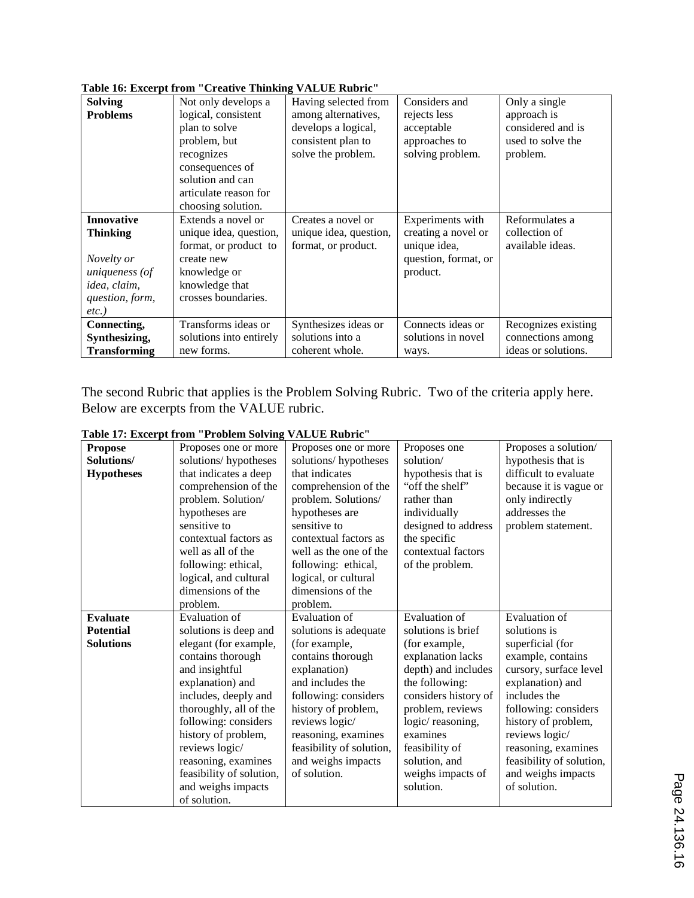**Table 16: Excerpt from "Creative Thinking VALUE Rubric"**

| | | | | |
|---|---|---|---|---|
| **Solving Problems** | Not only develops a logical, consistent plan to solve problem, but recognizes consequences of solution and can articulate reason for choosing solution. | Having selected from among alternatives, develops a logical, consistent plan to solve the problem. | Considers and rejects less acceptable approaches to solving problem. | Only a single approach is considered and is used to solve the problem. |
| **Innovative Thinking** *Novelty or uniqueness (of idea, claim, question, form, etc.)* | Extends a novel or unique idea, question, format, or product to create new knowledge or knowledge that crosses boundaries. | Creates a novel or unique idea, question, format, or product. | Experiments with creating a novel or unique idea, question, format, or product. | Reformulates a collection of available ideas. |
| **Connecting, Synthesizing, Transforming** | Transforms ideas or solutions into entirely new forms. | Synthesizes ideas or solutions into a coherent whole. | Connects ideas or solutions in novel ways. | Recognizes existing connections among ideas or solutions. |

The second Rubric that applies is the Problem Solving Rubric. Two of the criteria apply here. Below are excerpts from the VALUE rubric.

**Table 17: Excerpt from "Problem Solving VALUE Rubric"**

| | | | | |
|---|---|---|---|---|
| **Propose Solutions/ Hypotheses** | Proposes one or more solutions/ hypotheses that indicates a deep comprehension of the problem. Solution/ hypotheses are sensitive to contextual factors as well as all of the following: ethical, logical, and cultural dimensions of the problem. | Proposes one or more solutions/ hypotheses that indicates comprehension of the problem. Solutions/ hypotheses are sensitive to contextual factors as well as the one of the following: ethical, logical, or cultural dimensions of the problem. | Proposes one solution/ hypothesis that is "off the shelf" rather than individually designed to address the specific contextual factors of the problem. | Proposes a solution/ hypothesis that is difficult to evaluate because it is vague or only indirectly addresses the problem statement. |
| **Evaluate Potential Solutions** | Evaluation of solutions is deep and elegant (for example, contains thorough and insightful explanation) and includes, deeply and thoroughly, all of the following: considers history of problem, reviews logic/ reasoning, examines feasibility of solution, and weighs impacts of solution. | Evaluation of solutions is adequate (for example, contains thorough explanation) and includes the following: considers history of problem, reviews logic/ reasoning, examines feasibility of solution, and weighs impacts of solution. | Evaluation of solutions is brief (for example, explanation lacks depth) and includes the following: considers history of problem, reviews logic/ reasoning, examines feasibility of solution, and weighs impacts of solution. | Evaluation of solutions is superficial (for example, contains cursory, surface level explanation) and includes the following: considers history of problem, reviews logic/ reasoning, examines feasibility of solution, and weighs impacts of solution. |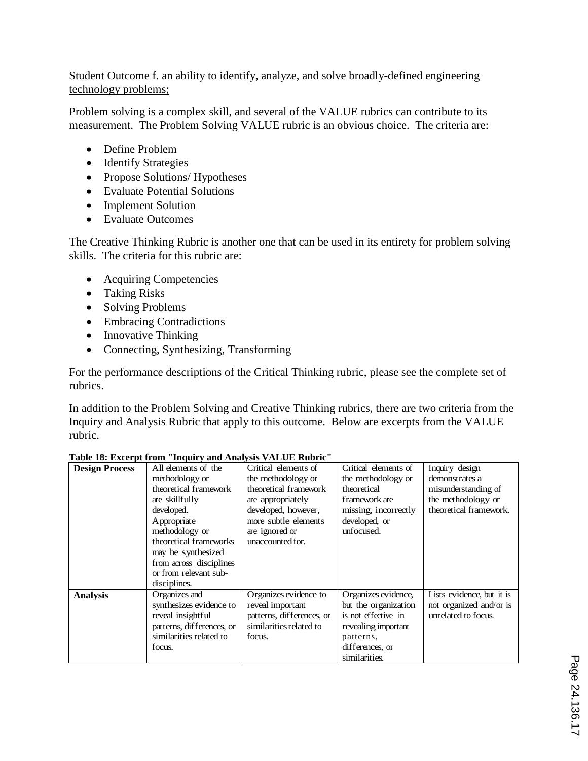Student Outcome f. an ability to identify, analyze, and solve broadly-defined engineering technology problems;

Problem solving is a complex skill, and several of the VALUE rubrics can contribute to its measurement. The Problem Solving VALUE rubric is an obvious choice. The criteria are:

- Define Problem
- Identify Strategies
- Propose Solutions/ Hypotheses
- Evaluate Potential Solutions
- Implement Solution
- Evaluate Outcomes

The Creative Thinking Rubric is another one that can be used in its entirety for problem solving skills. The criteria for this rubric are:

- Acquiring Competencies
- Taking Risks
- Solving Problems
- Embracing Contradictions
- Innovative Thinking
- Connecting, Synthesizing, Transforming

For the performance descriptions of the Critical Thinking rubric, please see the complete set of rubrics.

In addition to the Problem Solving and Creative Thinking rubrics, there are two criteria from the Inquiry and Analysis Rubric that apply to this outcome. Below are excerpts from the VALUE rubric.

**Table 18: Excerpt from "Inquiry and Analysis VALUE Rubric"**

| | | | | |
|---|---|---|---|---|
| **Design Process** | All elements of the methodology or theoretical framework are skillfully developed. Appropriate methodology or theoretical frameworks may be synthesized from across disciplines or from relevant sub-disciplines. | Critical elements of the methodology or theoretical framework are appropriately developed, however, more subtle elements are ignored or unaccounted for. | Critical elements of the methodology or theoretical framework are missing, incorrectly developed, or unfocused. | Inquiry design demonstrates a misunderstanding of the methodology or theoretical framework. |
| **Analysis** | Organizes and synthesizes evidence to reveal insightful patterns, differences, or similarities related to focus. | Organizes evidence to reveal important patterns, differences, or similarities related to focus. | Organizes evidence, but the organization is not effective in revealing important patterns, differences, or similarities. | Lists evidence, but it is not organized and/or is unrelated to focus. |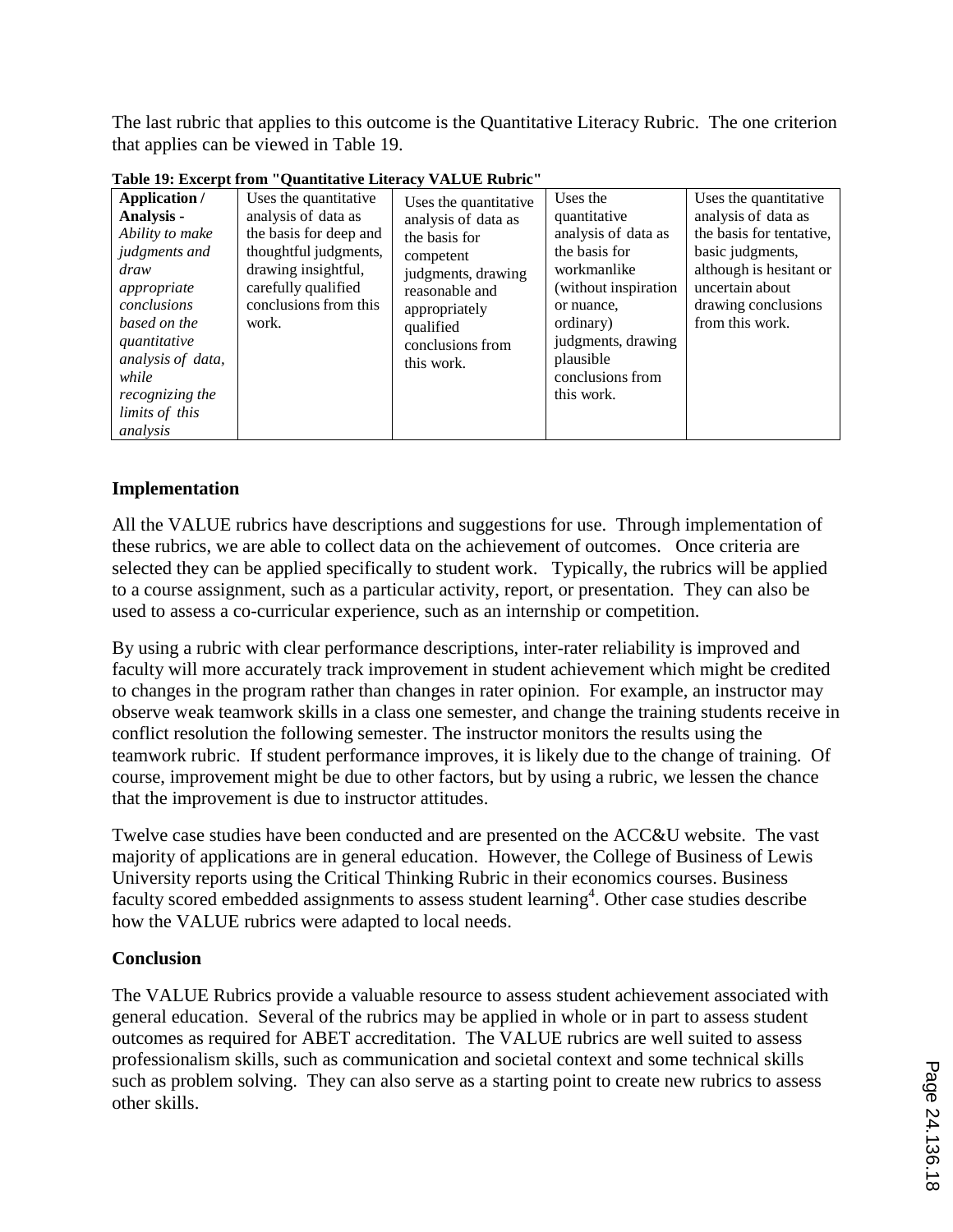The last rubric that applies to this outcome is the Quantitative Literacy Rubric. The one criterion that applies can be viewed in Table 19.

**Table 19: Excerpt from "Quantitative Literacy VALUE Rubric"**

| **Application / Analysis -** *Ability to make judgments and draw appropriate conclusions based on the quantitative analysis of data, while recognizing the limits of this analysis* | Uses the quantitative analysis of data as the basis for deep and thoughtful judgments, drawing insightful, carefully qualified conclusions from this work. | Uses the quantitative analysis of data as the basis for competent judgments, drawing reasonable and appropriately qualified conclusions from this work. | Uses the quantitative analysis of data as the basis for workmanlike (without inspiration or nuance, ordinary) judgments, drawing plausible conclusions from this work. | Uses the quantitative analysis of data as the basis for tentative, basic judgments, although is hesitant or uncertain about drawing conclusions from this work. |
|---|---|---|---|---|

## Implementation

All the VALUE rubrics have descriptions and suggestions for use. Through implementation of these rubrics, we are able to collect data on the achievement of outcomes. Once criteria are selected they can be applied specifically to student work. Typically, the rubrics will be applied to a course assignment, such as a particular activity, report, or presentation. They can also be used to assess a co-curricular experience, such as an internship or competition.

By using a rubric with clear performance descriptions, inter-rater reliability is improved and faculty will more accurately track improvement in student achievement which might be credited to changes in the program rather than changes in rater opinion. For example, an instructor may observe weak teamwork skills in a class one semester, and change the training students receive in conflict resolution the following semester. The instructor monitors the results using the teamwork rubric. If student performance improves, it is likely due to the change of training. Of course, improvement might be due to other factors, but by using a rubric, we lessen the chance that the improvement is due to instructor attitudes.

Twelve case studies have been conducted and are presented on the ACC&U website. The vast majority of applications are in general education. However, the College of Business of Lewis University reports using the Critical Thinking Rubric in their economics courses. Business faculty scored embedded assignments to assess student learning[4]. Other case studies describe how the VALUE rubrics were adapted to local needs.

## Conclusion

The VALUE Rubrics provide a valuable resource to assess student achievement associated with general education. Several of the rubrics may be applied in whole or in part to assess student outcomes as required for ABET accreditation. The VALUE rubrics are well suited to assess professionalism skills, such as communication and societal context and some technical skills such as problem solving. They can also serve as a starting point to create new rubrics to assess other skills.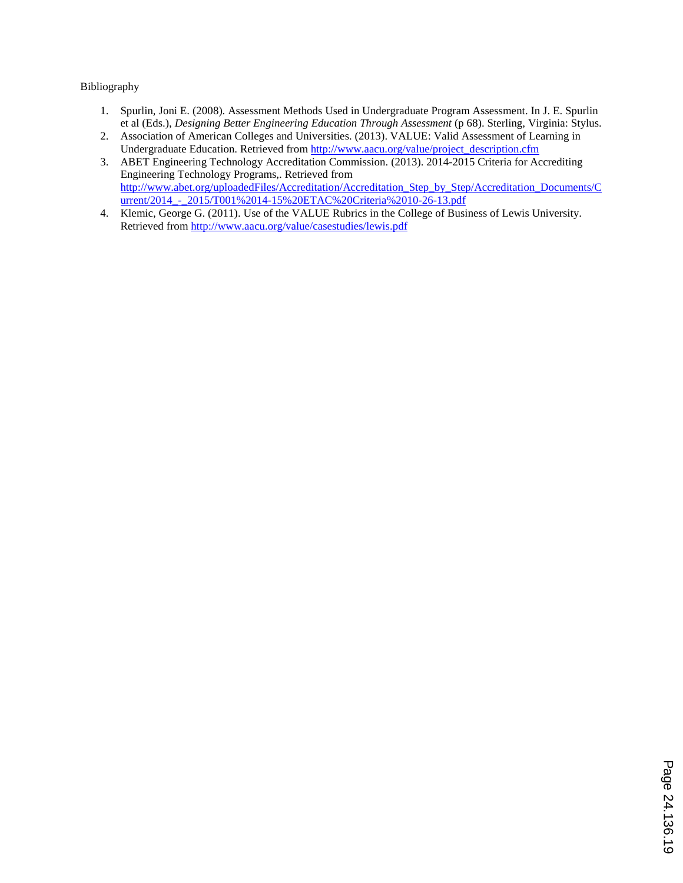Bibliography

1. Spurlin, Joni E. (2008). Assessment Methods Used in Undergraduate Program Assessment. In J. E. Spurlin et al (Eds.), *Designing Better Engineering Education Through Assessment* (p 68). Sterling, Virginia: Stylus.
2. Association of American Colleges and Universities. (2013). VALUE: Valid Assessment of Learning in Undergraduate Education. Retrieved from http://www.aacu.org/value/project_description.cfm
3. ABET Engineering Technology Accreditation Commission. (2013). 2014-2015 Criteria for Accrediting Engineering Technology Programs,. Retrieved from http://www.abet.org/uploadedFiles/Accreditation/Accreditation_Step_by_Step/Accreditation_Documents/Current/2014_-_2015/T001%2014-15%20ETAC%20Criteria%2010-26-13.pdf
4. Klemic, George G. (2011). Use of the VALUE Rubrics in the College of Business of Lewis University. Retrieved from http://www.aacu.org/value/casestudies/lewis.pdf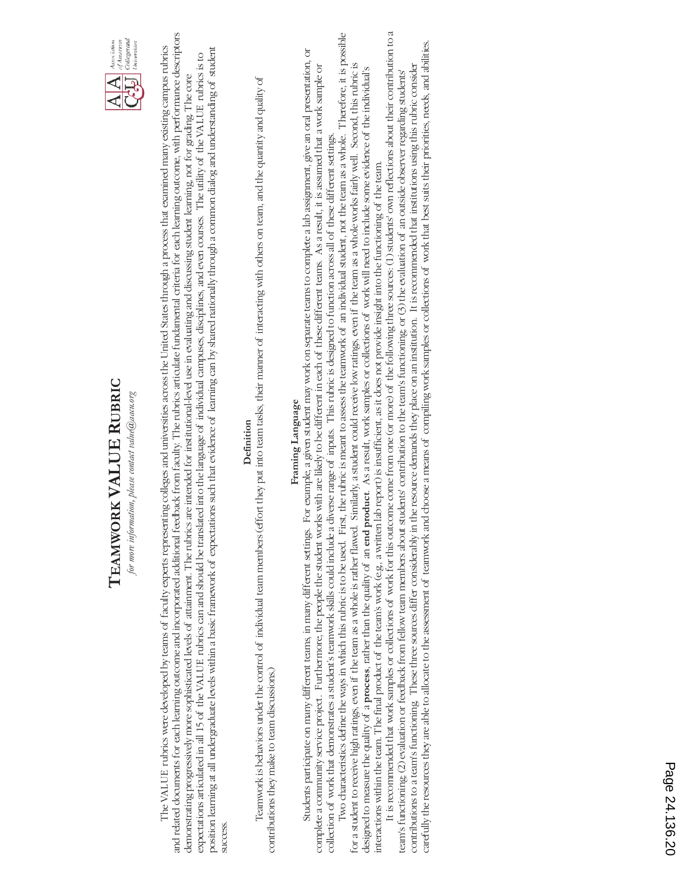# TEAMWORK VALUE RUBRIC

*for more information, please contact value@aacu.org*

The VALUE rubrics were developed by teams of faculty experts representing colleges and universities across the United States through a process that examined many existing campus rubrics and related documents for each learning outcome and incorporated additional feedback from faculty. The rubrics articulate fundamental criteria for each learning outcome, with performance descriptors demonstrating progressively more sophisticated levels of attainment. The rubrics are intended for institutional-level use in evaluating and discussing student learning, not for grading. The core expectations articulated in all 15 of the VALUE rubrics can and should be translated into the language of individual campuses, disciplines, and even courses. The utility of the VALUE rubrics is to position learning at all undergraduate levels within a basic framework of expectations such that evidence of learning can by shared nationally through a common dialog and understanding of student success.

## Definition

Teamwork is behaviors under the control of individual team members (effort they put into team tasks, their manner of interacting with others on team, and the quantity and quality of contributions they make to team discussions.)

## Framing Language

Students participate on many different teams, in many different settings. For example, a given student may work on separate teams to complete a lab assignment, give an oral presentation, or complete a community service project. Furthermore, the people the student works with are likely to be different in each of these different teams. As a result, it is assumed that a work sample or collection of work that demonstrates a student's teamwork skills could include a diverse range of inputs. This rubric is designed to function across all of these different settings.

Two characteristics define the ways in which this rubric is to be used. First, the rubric is meant to assess the teamwork of an individual student, not the team as a whole. Therefore, it is possible for a student to receive high ratings, even if the team as a whole is rather flawed. Similarly, a student could receive low ratings, even if the team as a whole works fairly well. Second, this rubric is designed to measure the quality of a **process**, rather than the quality of an **end product**. As a result, work samples or collections of work will need to include some evidence of the individual's interactions within the team. The final product of the team's work (e.g., a written lab report) is insufficient, as it does not provide insight into the functioning of the team.

It is recommended that work samples or collections of work for this outcome come from one (or more) of the following three sources: (1) students' own reflections about their contribution to a team's functioning; (2) evaluation or feedback from fellow team members about students' contribution to the team's functioning; or (3) the evaluation of an outside observer regarding students' contributions to a team's functioning. These three sources differ considerably in the resource demands they place on an institution. It is recommended that institutions using this rubric consider carefully the resources they are able to allocate to the assessment of teamwork and choose a means of compiling work samples or collections of work that best suits their priorities, needs, and abilities.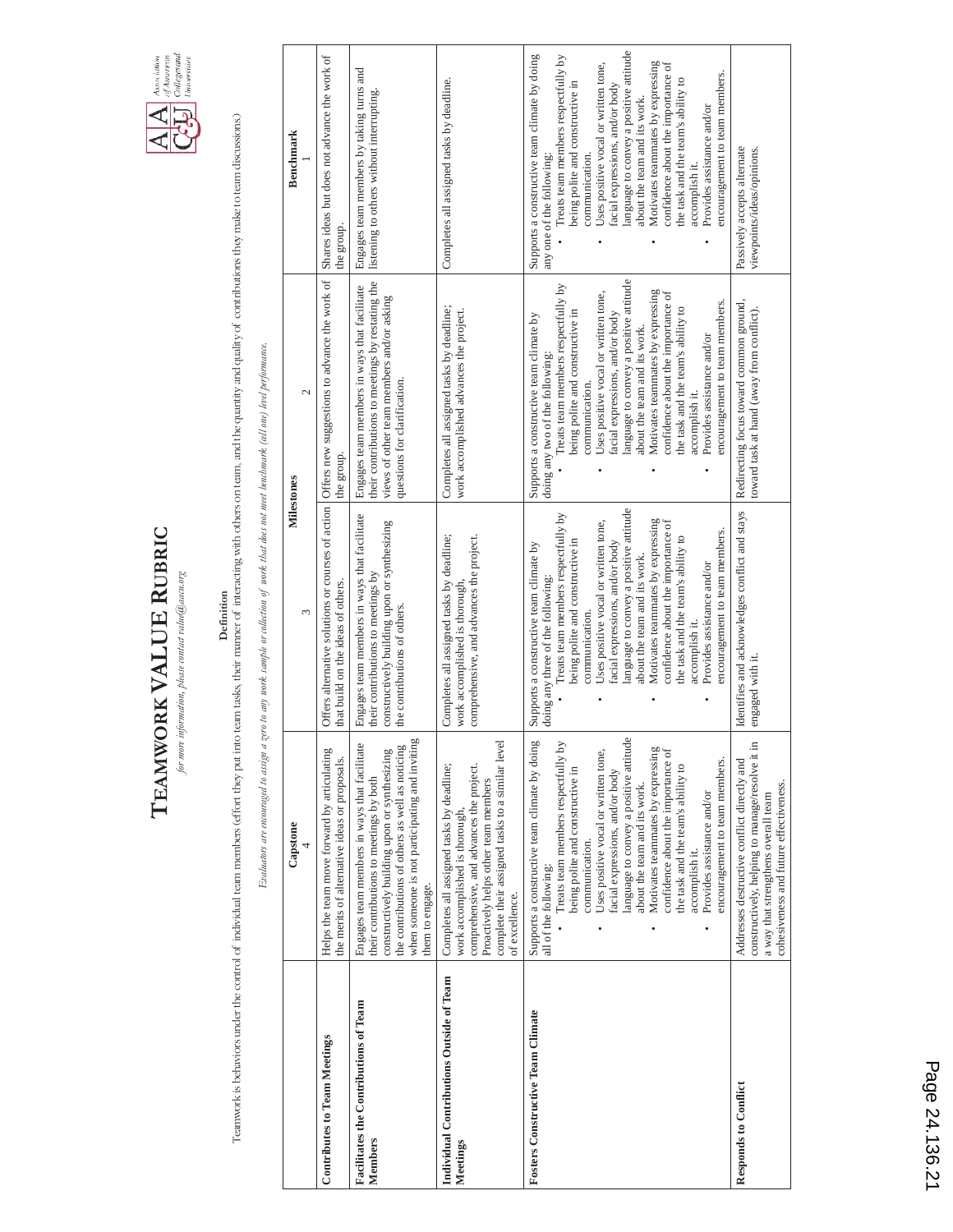# TEAMWORK VALUE RUBRIC

*for more information, please contact value@aacu.org*

**Definition**

Teamwork is behaviors under the control of individual team members (effort they put into team tasks, their manner of interacting with others on team, and the quantity and quality of contributions they make to team discussions.)

*Evaluators are encouraged to assign a zero to any work sample or collection of work that does not meet benchmark (cell one) level performance.*

| | Capstone 4 | Milestones 3 | Milestones 2 | Benchmark 1 |
|---|---|---|---|---|
| **Contributes to Team Meetings** | Helps the team move forward by articulating the merits of alternative ideas or proposals. | Offers alternative solutions or courses of action that build on the ideas of others. | Offers new suggestions to advance the work of the group. | Shares ideas but does not advance the work of the group. |
| **Facilitates the Contributions of Team Members** | Engages team members in ways that facilitate their contributions to meetings by both constructively building upon or synthesizing the contributions of others as well as noticing when someone is not participating and inviting them to engage. | Engages team members in ways that facilitate their contributions to meetings by constructively building upon or synthesizing the contributions of others. | Engages team members in ways that facilitate their contributions to meetings by restating the views of other team members and/or asking questions for clarification. | Engages team members by taking turns and listening to others without interrupting. |
| **Individual Contributions Outside of Team Meetings** | Completes all assigned tasks by deadline; work accomplished is thorough, comprehensive, and advances the project. Proactively helps other team members complete their assigned tasks to a similar level of excellence. | Completes all assigned tasks by deadline; work accomplished is thorough, comprehensive, and advances the project. | Completes all assigned tasks by deadline; work accomplished advances the project. | Completes all assigned tasks by deadline. |
| **Fosters Constructive Team Climate** | Supports a constructive team climate by doing all of the following: <br>• Treats team members respectfully by being polite and constructive in communication. <br>• Uses positive vocal or written tone, facial expressions, and/or body language to convey a positive attitude about the team and its work. <br>• Motivates teammates by expressing confidence about the importance of the task and the team's ability to accomplish it. <br>• Provides assistance and/or encouragement to team members. | Supports a constructive team climate by doing any three of the following: <br>• Treats team members respectfully by being polite and constructive in communication. <br>• Uses positive vocal or written tone, facial expressions, and/or body language to convey a positive attitude about the team and its work. <br>• Motivates teammates by expressing confidence about the importance of the task and the team's ability to accomplish it. <br>• Provides assistance and/or encouragement to team members. | Supports a constructive team climate by doing any two of the following: <br>• Treats team members respectfully by being polite and constructive in communication. <br>• Uses positive vocal or written tone, facial expressions, and/or body language to convey a positive attitude about the team and its work. <br>• Motivates teammates by expressing confidence about the importance of the task and the team's ability to accomplish it. <br>• Provides assistance and/or encouragement to team members. | Supports a constructive team climate by doing any one of the following: <br>• Treats team members respectfully by being polite and constructive in communication. <br>• Uses positive vocal or written tone, facial expressions, and/or body language to convey a positive attitude about the team and its work. <br>• Motivates teammates by expressing confidence about the importance of the task and the team's ability to accomplish it. <br>• Provides assistance and/or encouragement to team members. |
| **Responds to Conflict** | Addresses destructive conflict directly and constructively, helping to manage/resolve it in a way that strengthens overall team cohesiveness and future effectiveness. | Identifies and acknowledges conflict and stays engaged with it. | Redirecting focus toward common ground, toward task at hand (away from conflict). | Passively accepts alternate viewpoints/ideas/opinions. |